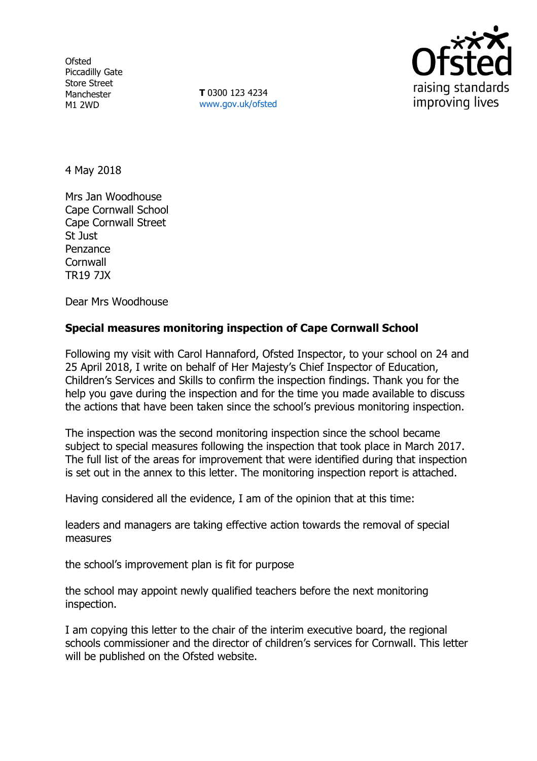Ofsted
Piccadilly Gate
Store Street
Manchester
M1 2WD

**T** 0300 123 4234
www.gov.uk/ofsted

4 May 2018

Mrs Jan Woodhouse
Cape Cornwall School
Cape Cornwall Street
St Just
Penzance
Cornwall
TR19 7JX

Dear Mrs Woodhouse

**Special measures monitoring inspection of Cape Cornwall School**

Following my visit with Carol Hannaford, Ofsted Inspector, to your school on 24 and 25 April 2018, I write on behalf of Her Majesty's Chief Inspector of Education, Children's Services and Skills to confirm the inspection findings. Thank you for the help you gave during the inspection and for the time you made available to discuss the actions that have been taken since the school's previous monitoring inspection.

The inspection was the second monitoring inspection since the school became subject to special measures following the inspection that took place in March 2017. The full list of the areas for improvement that were identified during that inspection is set out in the annex to this letter. The monitoring inspection report is attached.

Having considered all the evidence, I am of the opinion that at this time:

leaders and managers are taking effective action towards the removal of special measures

the school's improvement plan is fit for purpose

the school may appoint newly qualified teachers before the next monitoring inspection.

I am copying this letter to the chair of the interim executive board, the regional schools commissioner and the director of children's services for Cornwall. This letter will be published on the Ofsted website.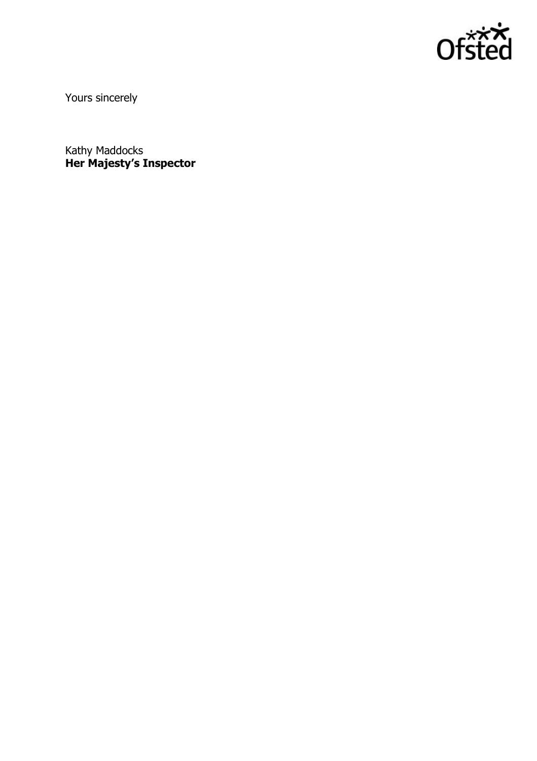Yours sincerely

Kathy Maddocks
**Her Majesty's Inspector**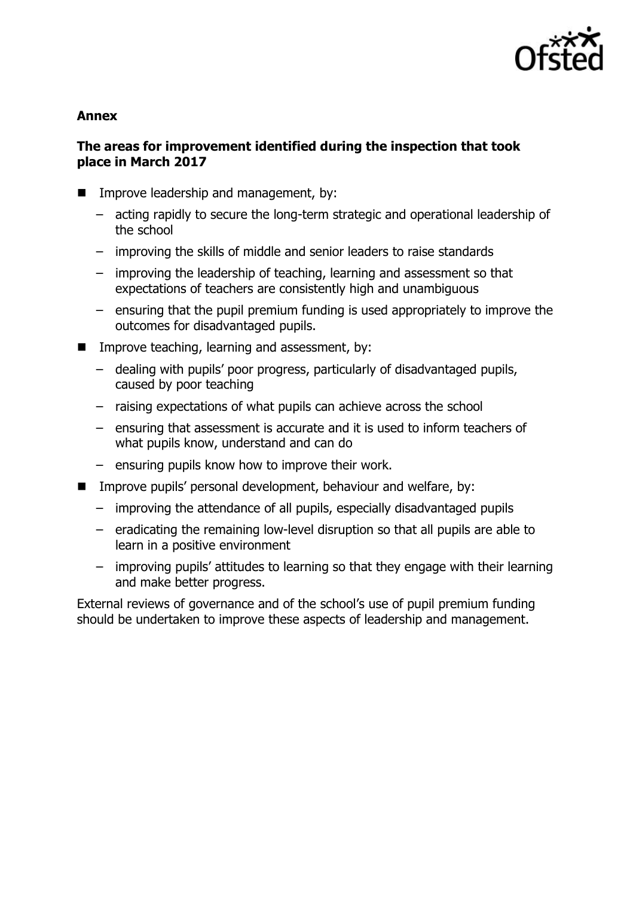**Annex**

**The areas for improvement identified during the inspection that took place in March 2017**

- Improve leadership and management, by:
  - acting rapidly to secure the long-term strategic and operational leadership of the school
  - improving the skills of middle and senior leaders to raise standards
  - improving the leadership of teaching, learning and assessment so that expectations of teachers are consistently high and unambiguous
  - ensuring that the pupil premium funding is used appropriately to improve the outcomes for disadvantaged pupils.
- Improve teaching, learning and assessment, by:
  - dealing with pupils' poor progress, particularly of disadvantaged pupils, caused by poor teaching
  - raising expectations of what pupils can achieve across the school
  - ensuring that assessment is accurate and it is used to inform teachers of what pupils know, understand and can do
  - ensuring pupils know how to improve their work.
- Improve pupils' personal development, behaviour and welfare, by:
  - improving the attendance of all pupils, especially disadvantaged pupils
  - eradicating the remaining low-level disruption so that all pupils are able to learn in a positive environment
  - improving pupils' attitudes to learning so that they engage with their learning and make better progress.

External reviews of governance and of the school's use of pupil premium funding should be undertaken to improve these aspects of leadership and management.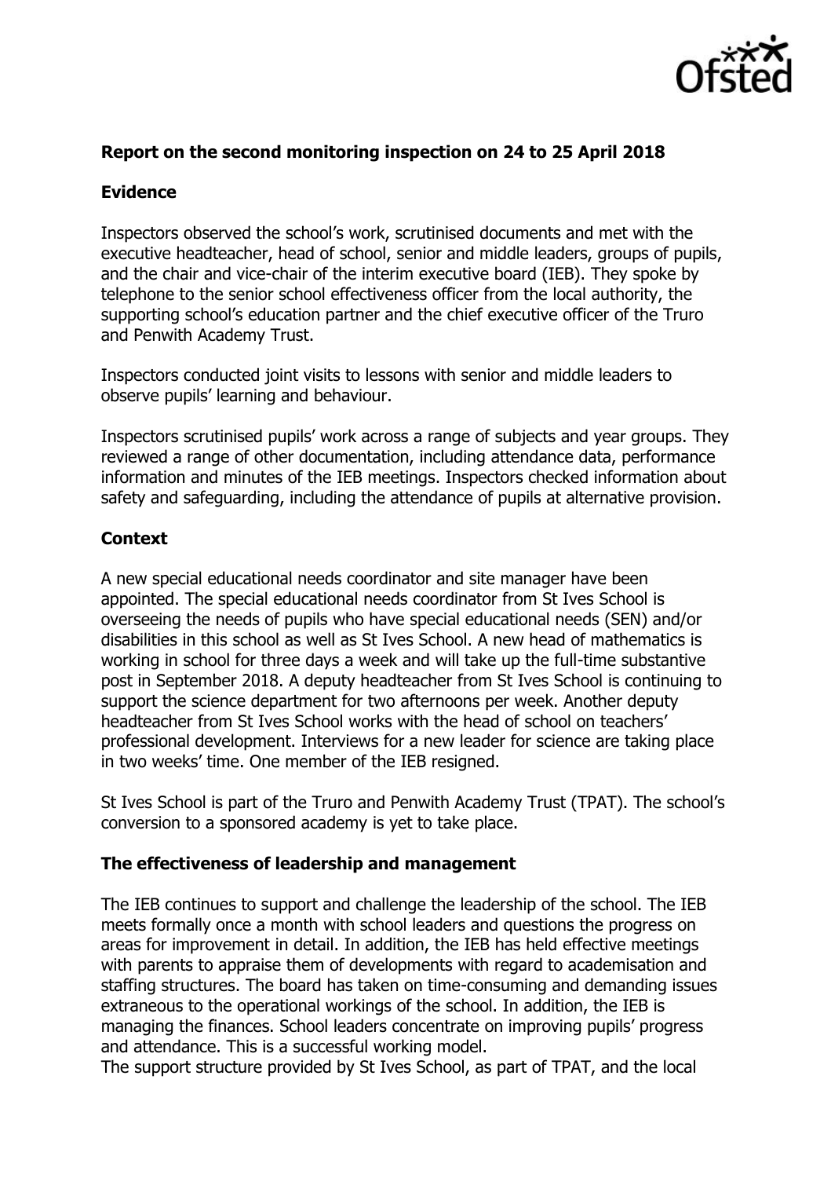**Report on the second monitoring inspection on 24 to 25 April 2018**

**Evidence**

Inspectors observed the school's work, scrutinised documents and met with the executive headteacher, head of school, senior and middle leaders, groups of pupils, and the chair and vice-chair of the interim executive board (IEB). They spoke by telephone to the senior school effectiveness officer from the local authority, the supporting school's education partner and the chief executive officer of the Truro and Penwith Academy Trust.

Inspectors conducted joint visits to lessons with senior and middle leaders to observe pupils' learning and behaviour.

Inspectors scrutinised pupils' work across a range of subjects and year groups. They reviewed a range of other documentation, including attendance data, performance information and minutes of the IEB meetings. Inspectors checked information about safety and safeguarding, including the attendance of pupils at alternative provision.

**Context**

A new special educational needs coordinator and site manager have been appointed. The special educational needs coordinator from St Ives School is overseeing the needs of pupils who have special educational needs (SEN) and/or disabilities in this school as well as St Ives School. A new head of mathematics is working in school for three days a week and will take up the full-time substantive post in September 2018. A deputy headteacher from St Ives School is continuing to support the science department for two afternoons per week. Another deputy headteacher from St Ives School works with the head of school on teachers' professional development. Interviews for a new leader for science are taking place in two weeks' time. One member of the IEB resigned.

St Ives School is part of the Truro and Penwith Academy Trust (TPAT). The school's conversion to a sponsored academy is yet to take place.

**The effectiveness of leadership and management**

The IEB continues to support and challenge the leadership of the school. The IEB meets formally once a month with school leaders and questions the progress on areas for improvement in detail. In addition, the IEB has held effective meetings with parents to appraise them of developments with regard to academisation and staffing structures. The board has taken on time-consuming and demanding issues extraneous to the operational workings of the school. In addition, the IEB is managing the finances. School leaders concentrate on improving pupils' progress and attendance. This is a successful working model.

The support structure provided by St Ives School, as part of TPAT, and the local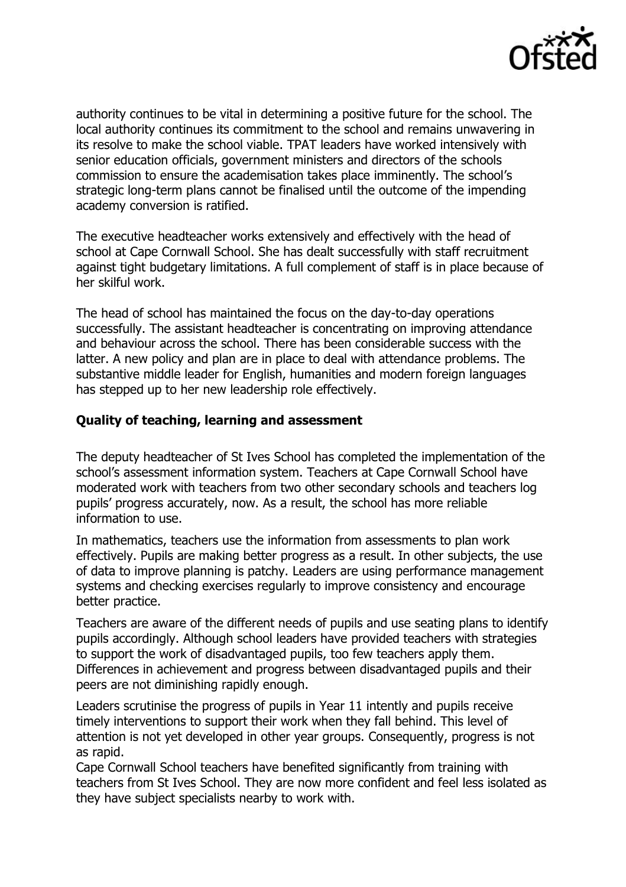authority continues to be vital in determining a positive future for the school. The local authority continues its commitment to the school and remains unwavering in its resolve to make the school viable. TPAT leaders have worked intensively with senior education officials, government ministers and directors of the schools commission to ensure the academisation takes place imminently. The school's strategic long-term plans cannot be finalised until the outcome of the impending academy conversion is ratified.

The executive headteacher works extensively and effectively with the head of school at Cape Cornwall School. She has dealt successfully with staff recruitment against tight budgetary limitations. A full complement of staff is in place because of her skilful work.

The head of school has maintained the focus on the day-to-day operations successfully. The assistant headteacher is concentrating on improving attendance and behaviour across the school. There has been considerable success with the latter. A new policy and plan are in place to deal with attendance problems. The substantive middle leader for English, humanities and modern foreign languages has stepped up to her new leadership role effectively.

**Quality of teaching, learning and assessment**

The deputy headteacher of St Ives School has completed the implementation of the school's assessment information system. Teachers at Cape Cornwall School have moderated work with teachers from two other secondary schools and teachers log pupils' progress accurately, now. As a result, the school has more reliable information to use.

In mathematics, teachers use the information from assessments to plan work effectively. Pupils are making better progress as a result. In other subjects, the use of data to improve planning is patchy. Leaders are using performance management systems and checking exercises regularly to improve consistency and encourage better practice.

Teachers are aware of the different needs of pupils and use seating plans to identify pupils accordingly. Although school leaders have provided teachers with strategies to support the work of disadvantaged pupils, too few teachers apply them. Differences in achievement and progress between disadvantaged pupils and their peers are not diminishing rapidly enough.

Leaders scrutinise the progress of pupils in Year 11 intently and pupils receive timely interventions to support their work when they fall behind. This level of attention is not yet developed in other year groups. Consequently, progress is not as rapid.

Cape Cornwall School teachers have benefited significantly from training with teachers from St Ives School. They are now more confident and feel less isolated as they have subject specialists nearby to work with.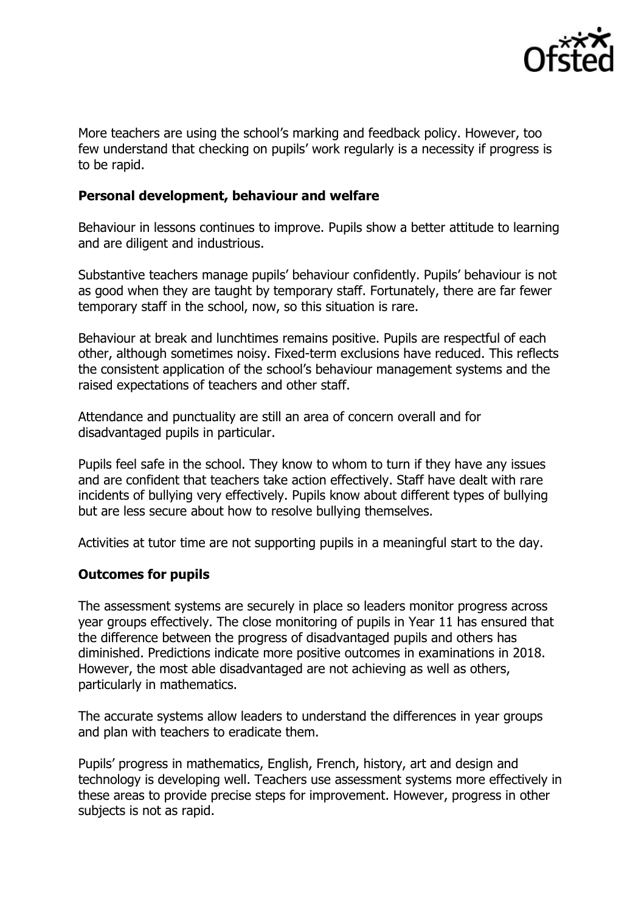More teachers are using the school's marking and feedback policy. However, too few understand that checking on pupils' work regularly is a necessity if progress is to be rapid.

### Personal development, behaviour and welfare

Behaviour in lessons continues to improve. Pupils show a better attitude to learning and are diligent and industrious.

Substantive teachers manage pupils' behaviour confidently. Pupils' behaviour is not as good when they are taught by temporary staff. Fortunately, there are far fewer temporary staff in the school, now, so this situation is rare.

Behaviour at break and lunchtimes remains positive. Pupils are respectful of each other, although sometimes noisy. Fixed-term exclusions have reduced. This reflects the consistent application of the school's behaviour management systems and the raised expectations of teachers and other staff.

Attendance and punctuality are still an area of concern overall and for disadvantaged pupils in particular.

Pupils feel safe in the school. They know to whom to turn if they have any issues and are confident that teachers take action effectively. Staff have dealt with rare incidents of bullying very effectively. Pupils know about different types of bullying but are less secure about how to resolve bullying themselves.

Activities at tutor time are not supporting pupils in a meaningful start to the day.

### Outcomes for pupils

The assessment systems are securely in place so leaders monitor progress across year groups effectively. The close monitoring of pupils in Year 11 has ensured that the difference between the progress of disadvantaged pupils and others has diminished. Predictions indicate more positive outcomes in examinations in 2018. However, the most able disadvantaged are not achieving as well as others, particularly in mathematics.

The accurate systems allow leaders to understand the differences in year groups and plan with teachers to eradicate them.

Pupils' progress in mathematics, English, French, history, art and design and technology is developing well. Teachers use assessment systems more effectively in these areas to provide precise steps for improvement. However, progress in other subjects is not as rapid.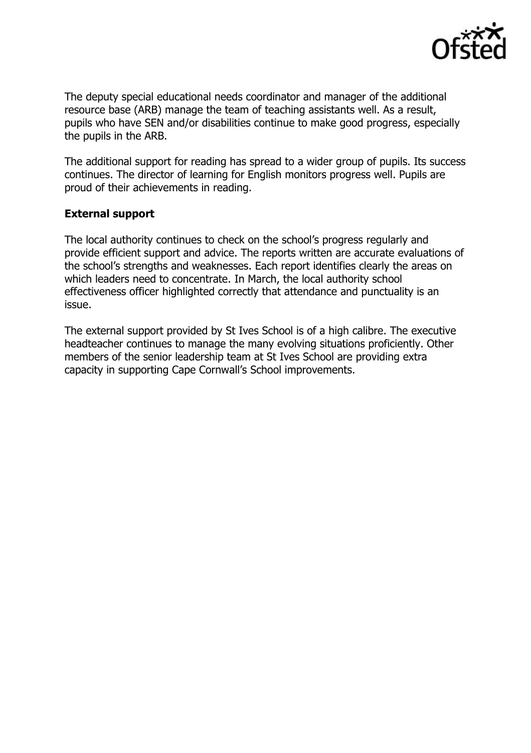The deputy special educational needs coordinator and manager of the additional resource base (ARB) manage the team of teaching assistants well. As a result, pupils who have SEN and/or disabilities continue to make good progress, especially the pupils in the ARB.

The additional support for reading has spread to a wider group of pupils. Its success continues. The director of learning for English monitors progress well. Pupils are proud of their achievements in reading.

### External support

The local authority continues to check on the school's progress regularly and provide efficient support and advice. The reports written are accurate evaluations of the school's strengths and weaknesses. Each report identifies clearly the areas on which leaders need to concentrate. In March, the local authority school effectiveness officer highlighted correctly that attendance and punctuality is an issue.

The external support provided by St Ives School is of a high calibre. The executive headteacher continues to manage the many evolving situations proficiently. Other members of the senior leadership team at St Ives School are providing extra capacity in supporting Cape Cornwall's School improvements.